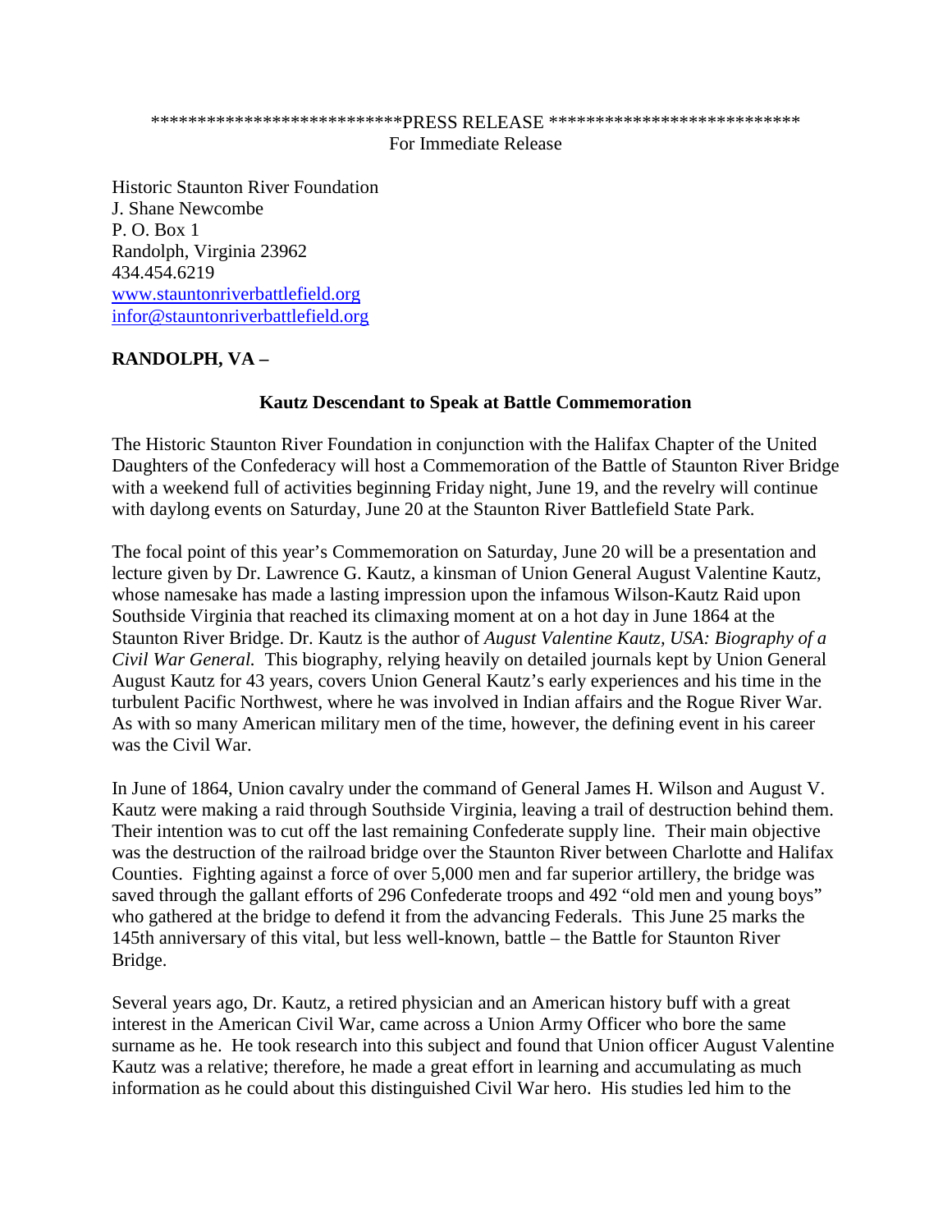***************************PRESS RELEASE ***************************
For Immediate Release

Historic Staunton River Foundation
J. Shane Newcombe
P. O. Box 1
Randolph, Virginia 23962
434.454.6219
www.stauntonriverbattlefield.org
infor@stauntonriverbattlefield.org

**RANDOLPH, VA –**

**Kautz Descendant to Speak at Battle Commemoration**

The Historic Staunton River Foundation in conjunction with the Halifax Chapter of the United Daughters of the Confederacy will host a Commemoration of the Battle of Staunton River Bridge with a weekend full of activities beginning Friday night, June 19, and the revelry will continue with daylong events on Saturday, June 20 at the Staunton River Battlefield State Park.

The focal point of this year's Commemoration on Saturday, June 20 will be a presentation and lecture given by Dr. Lawrence G. Kautz, a kinsman of Union General August Valentine Kautz, whose namesake has made a lasting impression upon the infamous Wilson-Kautz Raid upon Southside Virginia that reached its climaxing moment at on a hot day in June 1864 at the Staunton River Bridge. Dr. Kautz is the author of *August Valentine Kautz, USA: Biography of a Civil War General.* This biography, relying heavily on detailed journals kept by Union General August Kautz for 43 years, covers Union General Kautz's early experiences and his time in the turbulent Pacific Northwest, where he was involved in Indian affairs and the Rogue River War. As with so many American military men of the time, however, the defining event in his career was the Civil War.

In June of 1864, Union cavalry under the command of General James H. Wilson and August V. Kautz were making a raid through Southside Virginia, leaving a trail of destruction behind them. Their intention was to cut off the last remaining Confederate supply line. Their main objective was the destruction of the railroad bridge over the Staunton River between Charlotte and Halifax Counties. Fighting against a force of over 5,000 men and far superior artillery, the bridge was saved through the gallant efforts of 296 Confederate troops and 492 "old men and young boys" who gathered at the bridge to defend it from the advancing Federals. This June 25 marks the 145th anniversary of this vital, but less well-known, battle – the Battle for Staunton River Bridge.

Several years ago, Dr. Kautz, a retired physician and an American history buff with a great interest in the American Civil War, came across a Union Army Officer who bore the same surname as he. He took research into this subject and found that Union officer August Valentine Kautz was a relative; therefore, he made a great effort in learning and accumulating as much information as he could about this distinguished Civil War hero. His studies led him to the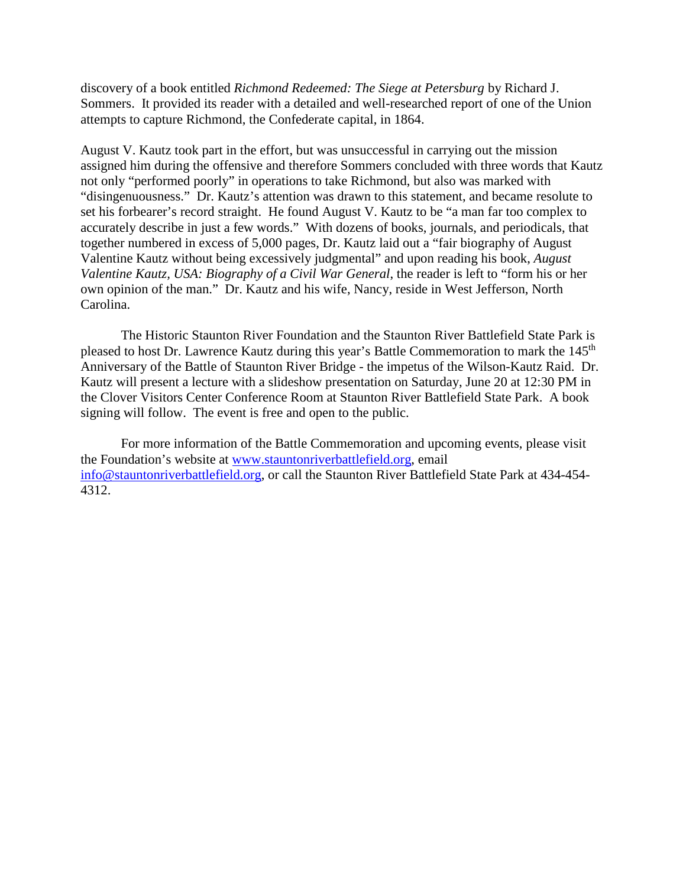discovery of a book entitled *Richmond Redeemed: The Siege at Petersburg* by Richard J. Sommers. It provided its reader with a detailed and well-researched report of one of the Union attempts to capture Richmond, the Confederate capital, in 1864.

August V. Kautz took part in the effort, but was unsuccessful in carrying out the mission assigned him during the offensive and therefore Sommers concluded with three words that Kautz not only "performed poorly" in operations to take Richmond, but also was marked with "disingenuousness." Dr. Kautz's attention was drawn to this statement, and became resolute to set his forbearer's record straight. He found August V. Kautz to be "a man far too complex to accurately describe in just a few words." With dozens of books, journals, and periodicals, that together numbered in excess of 5,000 pages, Dr. Kautz laid out a "fair biography of August Valentine Kautz without being excessively judgmental" and upon reading his book, *August Valentine Kautz, USA: Biography of a Civil War General*, the reader is left to "form his or her own opinion of the man." Dr. Kautz and his wife, Nancy, reside in West Jefferson, North Carolina.

The Historic Staunton River Foundation and the Staunton River Battlefield State Park is pleased to host Dr. Lawrence Kautz during this year's Battle Commemoration to mark the 145th Anniversary of the Battle of Staunton River Bridge - the impetus of the Wilson-Kautz Raid. Dr. Kautz will present a lecture with a slideshow presentation on Saturday, June 20 at 12:30 PM in the Clover Visitors Center Conference Room at Staunton River Battlefield State Park. A book signing will follow. The event is free and open to the public.

For more information of the Battle Commemoration and upcoming events, please visit the Foundation's website at www.stauntonriverbattlefield.org, email info@stauntonriverbattlefield.org, or call the Staunton River Battlefield State Park at 434-454-4312.